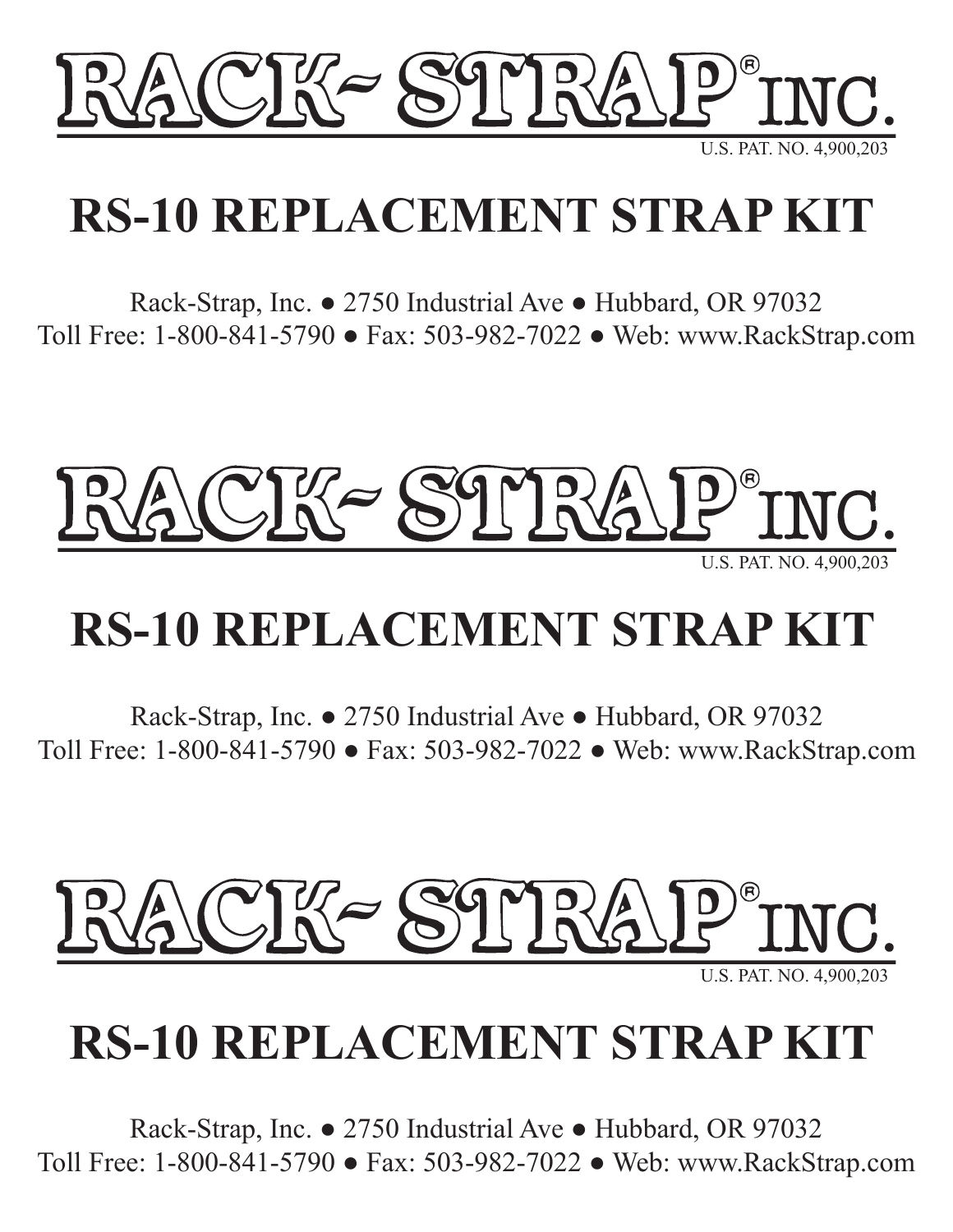# RACK-STRAP® INC.

U.S. PAT. NO. 4,900,203

## RS-10 REPLACEMENT STRAP KIT

Rack-Strap, Inc. ● 2750 Industrial Ave ● Hubbard, OR 97032
Toll Free: 1-800-841-5790 ● Fax: 503-982-7022 ● Web: www.RackStrap.com

# RACK-STRAP® INC.

U.S. PAT. NO. 4,900,203

## RS-10 REPLACEMENT STRAP KIT

Rack-Strap, Inc. ● 2750 Industrial Ave ● Hubbard, OR 97032
Toll Free: 1-800-841-5790 ● Fax: 503-982-7022 ● Web: www.RackStrap.com

# RACK-STRAP® INC.

U.S. PAT. NO. 4,900,203

## RS-10 REPLACEMENT STRAP KIT

Rack-Strap, Inc. ● 2750 Industrial Ave ● Hubbard, OR 97032
Toll Free: 1-800-841-5790 ● Fax: 503-982-7022 ● Web: www.RackStrap.com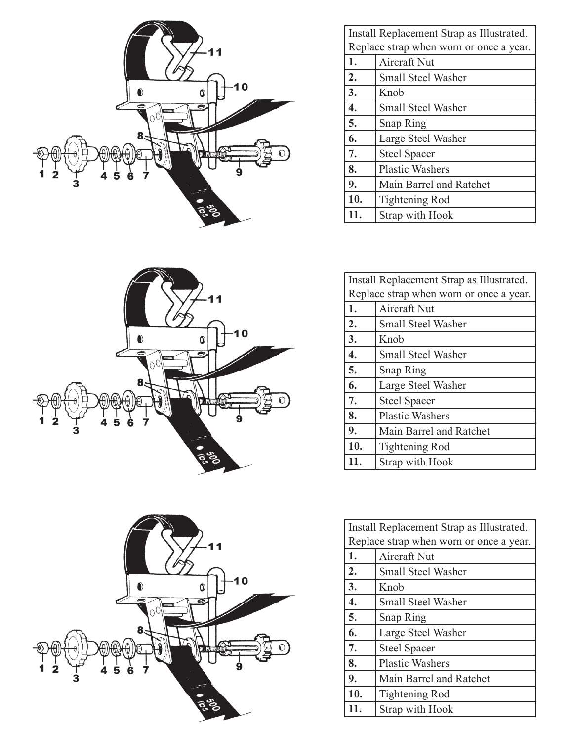| Install Replacement Strap as Illustrated. Replace strap when worn or once a year. | |
|---|---|
| **1.** | Aircraft Nut |
| **2.** | Small Steel Washer |
| **3.** | Knob |
| **4.** | Small Steel Washer |
| **5.** | Snap Ring |
| **6.** | Large Steel Washer |
| **7.** | Steel Spacer |
| **8.** | Plastic Washers |
| **9.** | Main Barrel and Ratchet |
| **10.** | Tightening Rod |
| **11.** | Strap with Hook |

| Install Replacement Strap as Illustrated. Replace strap when worn or once a year. | |
|---|---|
| **1.** | Aircraft Nut |
| **2.** | Small Steel Washer |
| **3.** | Knob |
| **4.** | Small Steel Washer |
| **5.** | Snap Ring |
| **6.** | Large Steel Washer |
| **7.** | Steel Spacer |
| **8.** | Plastic Washers |
| **9.** | Main Barrel and Ratchet |
| **10.** | Tightening Rod |
| **11.** | Strap with Hook |

| Install Replacement Strap as Illustrated. Replace strap when worn or once a year. | |
|---|---|
| **1.** | Aircraft Nut |
| **2.** | Small Steel Washer |
| **3.** | Knob |
| **4.** | Small Steel Washer |
| **5.** | Snap Ring |
| **6.** | Large Steel Washer |
| **7.** | Steel Spacer |
| **8.** | Plastic Washers |
| **9.** | Main Barrel and Ratchet |
| **10.** | Tightening Rod |
| **11.** | Strap with Hook |